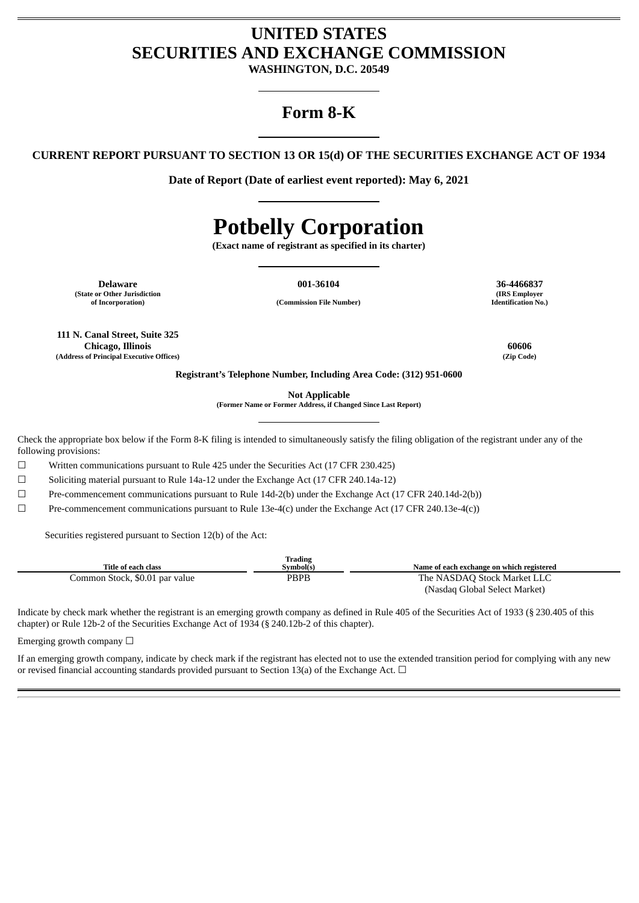# UNITED STATES
# SECURITIES AND EXCHANGE COMMISSION

**WASHINGTON, D.C. 20549**

## Form 8-K

**CURRENT REPORT PURSUANT TO SECTION 13 OR 15(d) OF THE SECURITIES EXCHANGE ACT OF 1934**

**Date of Report (Date of earliest event reported): May 6, 2021**

# Potbelly Corporation

**(Exact name of registrant as specified in its charter)**

| **Delaware** | **001-36104** | **36-4466837** |
|---|---|---|
| **(State or Other Jurisdiction of Incorporation)** | **(Commission File Number)** | **(IRS Employer Identification No.)** |

| | |
|---|---|
| **111 N. Canal Street, Suite 325 Chicago, Illinois** | **60606** |
| **(Address of Principal Executive Offices)** | **(Zip Code)** |

**Registrant's Telephone Number, Including Area Code: (312) 951-0600**

**Not Applicable**
**(Former Name or Former Address, if Changed Since Last Report)**

Check the appropriate box below if the Form 8-K filing is intended to simultaneously satisfy the filing obligation of the registrant under any of the following provisions:

☐ Written communications pursuant to Rule 425 under the Securities Act (17 CFR 230.425)

☐ Soliciting material pursuant to Rule 14a-12 under the Exchange Act (17 CFR 240.14a-12)

☐ Pre-commencement communications pursuant to Rule 14d-2(b) under the Exchange Act (17 CFR 240.14d-2(b))

☐ Pre-commencement communications pursuant to Rule 13e-4(c) under the Exchange Act (17 CFR 240.13e-4(c))

Securities registered pursuant to Section 12(b) of the Act:

| Title of each class | Trading Symbol(s) | Name of each exchange on which registered |
|---|---|---|
| Common Stock, $0.01 par value | PBPB | The NASDAQ Stock Market LLC (Nasdaq Global Select Market) |

Indicate by check mark whether the registrant is an emerging growth company as defined in Rule 405 of the Securities Act of 1933 (§ 230.405 of this chapter) or Rule 12b-2 of the Securities Exchange Act of 1934 (§ 240.12b-2 of this chapter).

Emerging growth company ☐

If an emerging growth company, indicate by check mark if the registrant has elected not to use the extended transition period for complying with any new or revised financial accounting standards provided pursuant to Section 13(a) of the Exchange Act. ☐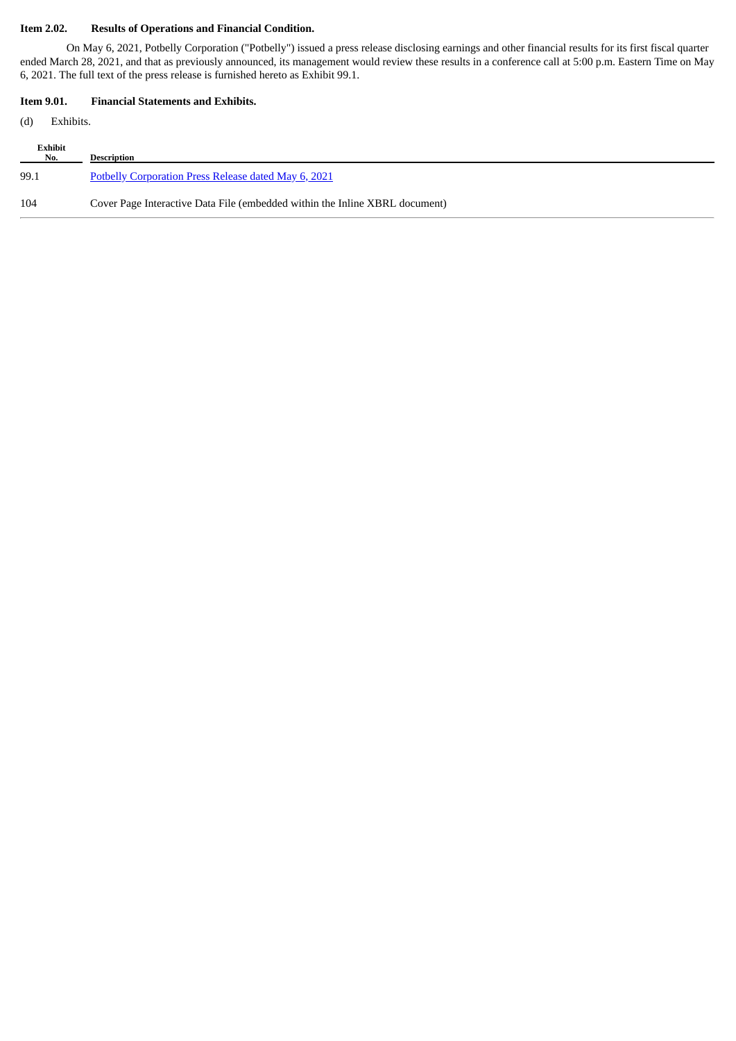**Item 2.02. Results of Operations and Financial Condition.**

On May 6, 2021, Potbelly Corporation ("Potbelly") issued a press release disclosing earnings and other financial results for its first fiscal quarter ended March 28, 2021, and that as previously announced, its management would review these results in a conference call at 5:00 p.m. Eastern Time on May 6, 2021. The full text of the press release is furnished hereto as Exhibit 99.1.

**Item 9.01. Financial Statements and Exhibits.**

(d) Exhibits.

| Exhibit No. | Description |
| --- | --- |
| 99.1 | Potbelly Corporation Press Release dated May 6, 2021 |
| 104 | Cover Page Interactive Data File (embedded within the Inline XBRL document) |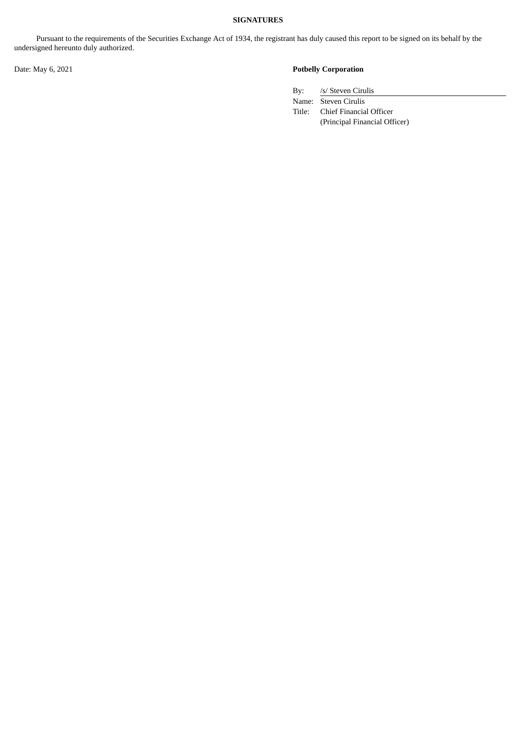**SIGNATURES**

Pursuant to the requirements of the Securities Exchange Act of 1934, the registrant has duly caused this report to be signed on its behalf by the undersigned hereunto duly authorized.

Date: May 6, 2021

**Potbelly Corporation**

| | |
|---|---|
| By: | /s/ Steven Cirulis |
| Name: | Steven Cirulis |
| Title: | Chief Financial Officer<br>(Principal Financial Officer) |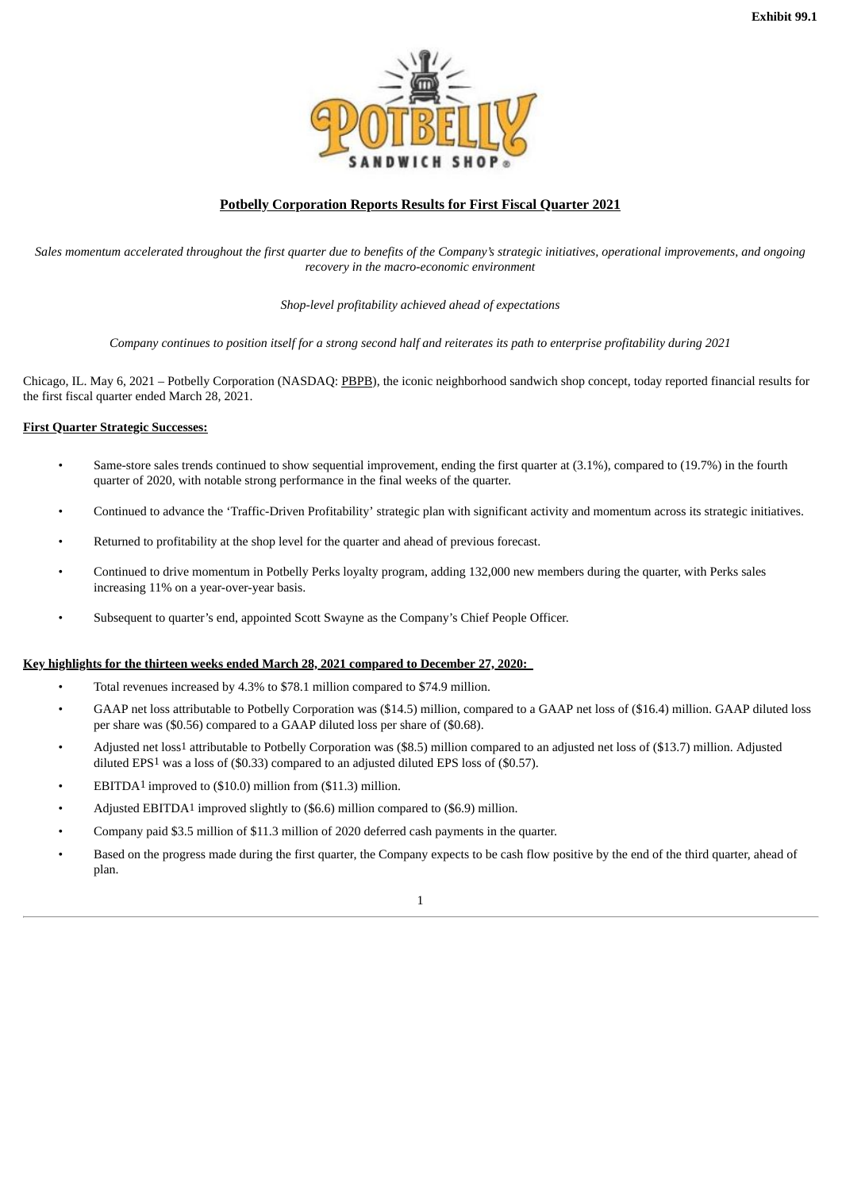**Exhibit 99.1**

## Potbelly Corporation Reports Results for First Fiscal Quarter 2021

*Sales momentum accelerated throughout the first quarter due to benefits of the Company's strategic initiatives, operational improvements, and ongoing recovery in the macro-economic environment*

*Shop-level profitability achieved ahead of expectations*

*Company continues to position itself for a strong second half and reiterates its path to enterprise profitability during 2021*

Chicago, IL. May 6, 2021 – Potbelly Corporation (NASDAQ: PBPB), the iconic neighborhood sandwich shop concept, today reported financial results for the first fiscal quarter ended March 28, 2021.

**First Quarter Strategic Successes:**

- Same-store sales trends continued to show sequential improvement, ending the first quarter at (3.1%), compared to (19.7%) in the fourth quarter of 2020, with notable strong performance in the final weeks of the quarter.
- Continued to advance the 'Traffic-Driven Profitability' strategic plan with significant activity and momentum across its strategic initiatives.
- Returned to profitability at the shop level for the quarter and ahead of previous forecast.
- Continued to drive momentum in Potbelly Perks loyalty program, adding 132,000 new members during the quarter, with Perks sales increasing 11% on a year-over-year basis.
- Subsequent to quarter's end, appointed Scott Swayne as the Company's Chief People Officer.

**Key highlights for the thirteen weeks ended March 28, 2021 compared to December 27, 2020:**

- Total revenues increased by 4.3% to $78.1 million compared to $74.9 million.
- GAAP net loss attributable to Potbelly Corporation was ($14.5) million, compared to a GAAP net loss of ($16.4) million. GAAP diluted loss per share was ($0.56) compared to a GAAP diluted loss per share of ($0.68).
- Adjusted net loss[1] attributable to Potbelly Corporation was ($8.5) million compared to an adjusted net loss of ($13.7) million. Adjusted diluted EPS[1] was a loss of ($0.33) compared to an adjusted diluted EPS loss of ($0.57).
- EBITDA[1] improved to ($10.0) million from ($11.3) million.
- Adjusted EBITDA[1] improved slightly to ($6.6) million compared to ($6.9) million.
- Company paid $3.5 million of $11.3 million of 2020 deferred cash payments in the quarter.
- Based on the progress made during the first quarter, the Company expects to be cash flow positive by the end of the third quarter, ahead of plan.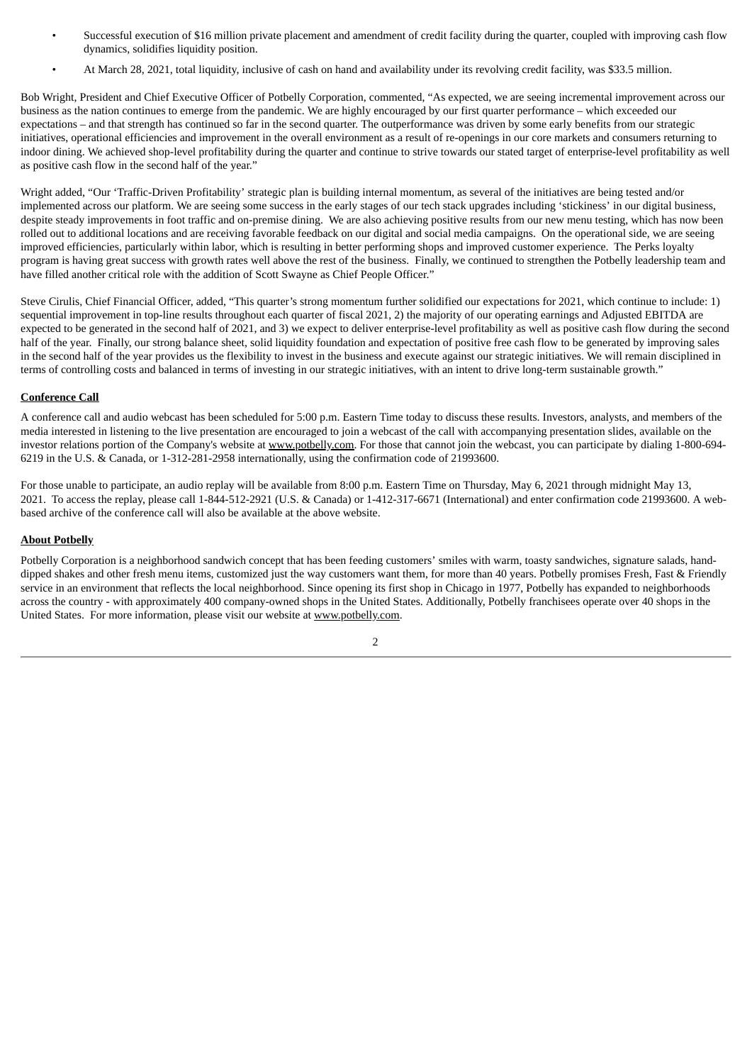- Successful execution of $16 million private placement and amendment of credit facility during the quarter, coupled with improving cash flow dynamics, solidifies liquidity position.
- At March 28, 2021, total liquidity, inclusive of cash on hand and availability under its revolving credit facility, was $33.5 million.

Bob Wright, President and Chief Executive Officer of Potbelly Corporation, commented, "As expected, we are seeing incremental improvement across our business as the nation continues to emerge from the pandemic. We are highly encouraged by our first quarter performance – which exceeded our expectations – and that strength has continued so far in the second quarter. The outperformance was driven by some early benefits from our strategic initiatives, operational efficiencies and improvement in the overall environment as a result of re-openings in our core markets and consumers returning to indoor dining. We achieved shop-level profitability during the quarter and continue to strive towards our stated target of enterprise-level profitability as well as positive cash flow in the second half of the year."

Wright added, "Our 'Traffic-Driven Profitability' strategic plan is building internal momentum, as several of the initiatives are being tested and/or implemented across our platform. We are seeing some success in the early stages of our tech stack upgrades including 'stickiness' in our digital business, despite steady improvements in foot traffic and on-premise dining. We are also achieving positive results from our new menu testing, which has now been rolled out to additional locations and are receiving favorable feedback on our digital and social media campaigns. On the operational side, we are seeing improved efficiencies, particularly within labor, which is resulting in better performing shops and improved customer experience. The Perks loyalty program is having great success with growth rates well above the rest of the business. Finally, we continued to strengthen the Potbelly leadership team and have filled another critical role with the addition of Scott Swayne as Chief People Officer."

Steve Cirulis, Chief Financial Officer, added, "This quarter's strong momentum further solidified our expectations for 2021, which continue to include: 1) sequential improvement in top-line results throughout each quarter of fiscal 2021, 2) the majority of our operating earnings and Adjusted EBITDA are expected to be generated in the second half of 2021, and 3) we expect to deliver enterprise-level profitability as well as positive cash flow during the second half of the year. Finally, our strong balance sheet, solid liquidity foundation and expectation of positive free cash flow to be generated by improving sales in the second half of the year provides us the flexibility to invest in the business and execute against our strategic initiatives. We will remain disciplined in terms of controlling costs and balanced in terms of investing in our strategic initiatives, with an intent to drive long-term sustainable growth."

## Conference Call

A conference call and audio webcast has been scheduled for 5:00 p.m. Eastern Time today to discuss these results. Investors, analysts, and members of the media interested in listening to the live presentation are encouraged to join a webcast of the call with accompanying presentation slides, available on the investor relations portion of the Company's website at www.potbelly.com. For those that cannot join the webcast, you can participate by dialing 1-800-694-6219 in the U.S. & Canada, or 1-312-281-2958 internationally, using the confirmation code of 21993600.

For those unable to participate, an audio replay will be available from 8:00 p.m. Eastern Time on Thursday, May 6, 2021 through midnight May 13, 2021. To access the replay, please call 1-844-512-2921 (U.S. & Canada) or 1-412-317-6671 (International) and enter confirmation code 21993600. A web-based archive of the conference call will also be available at the above website.

## About Potbelly

Potbelly Corporation is a neighborhood sandwich concept that has been feeding customers' smiles with warm, toasty sandwiches, signature salads, hand-dipped shakes and other fresh menu items, customized just the way customers want them, for more than 40 years. Potbelly promises Fresh, Fast & Friendly service in an environment that reflects the local neighborhood. Since opening its first shop in Chicago in 1977, Potbelly has expanded to neighborhoods across the country - with approximately 400 company-owned shops in the United States. Additionally, Potbelly franchisees operate over 40 shops in the United States. For more information, please visit our website at www.potbelly.com.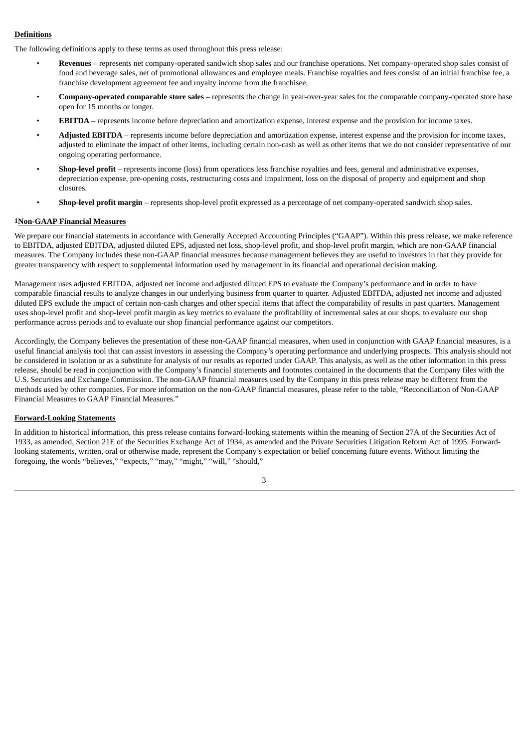**Definitions**

The following definitions apply to these terms as used throughout this press release:

- **Revenues** – represents net company-operated sandwich shop sales and our franchise operations. Net company-operated shop sales consist of food and beverage sales, net of promotional allowances and employee meals. Franchise royalties and fees consist of an initial franchise fee, a franchise development agreement fee and royalty income from the franchisee.
- **Company-operated comparable store sales** – represents the change in year-over-year sales for the comparable company-operated store base open for 15 months or longer.
- **EBITDA** – represents income before depreciation and amortization expense, interest expense and the provision for income taxes.
- **Adjusted EBITDA** – represents income before depreciation and amortization expense, interest expense and the provision for income taxes, adjusted to eliminate the impact of other items, including certain non-cash as well as other items that we do not consider representative of our ongoing operating performance.
- **Shop-level profit** – represents income (loss) from operations less franchise royalties and fees, general and administrative expenses, depreciation expense, pre-opening costs, restructuring costs and impairment, loss on the disposal of property and equipment and shop closures.
- **Shop-level profit margin** – represents shop-level profit expressed as a percentage of net company-operated sandwich shop sales.

**1Non-GAAP Financial Measures**

We prepare our financial statements in accordance with Generally Accepted Accounting Principles ("GAAP"). Within this press release, we make reference to EBITDA, adjusted EBITDA, adjusted diluted EPS, adjusted net loss, shop-level profit, and shop-level profit margin, which are non-GAAP financial measures. The Company includes these non-GAAP financial measures because management believes they are useful to investors in that they provide for greater transparency with respect to supplemental information used by management in its financial and operational decision making.

Management uses adjusted EBITDA, adjusted net income and adjusted diluted EPS to evaluate the Company's performance and in order to have comparable financial results to analyze changes in our underlying business from quarter to quarter. Adjusted EBITDA, adjusted net income and adjusted diluted EPS exclude the impact of certain non-cash charges and other special items that affect the comparability of results in past quarters. Management uses shop-level profit and shop-level profit margin as key metrics to evaluate the profitability of incremental sales at our shops, to evaluate our shop performance across periods and to evaluate our shop financial performance against our competitors.

Accordingly, the Company believes the presentation of these non-GAAP financial measures, when used in conjunction with GAAP financial measures, is a useful financial analysis tool that can assist investors in assessing the Company's operating performance and underlying prospects. This analysis should not be considered in isolation or as a substitute for analysis of our results as reported under GAAP. This analysis, as well as the other information in this press release, should be read in conjunction with the Company's financial statements and footnotes contained in the documents that the Company files with the U.S. Securities and Exchange Commission. The non-GAAP financial measures used by the Company in this press release may be different from the methods used by other companies. For more information on the non-GAAP financial measures, please refer to the table, "Reconciliation of Non-GAAP Financial Measures to GAAP Financial Measures."

**Forward-Looking Statements**

In addition to historical information, this press release contains forward-looking statements within the meaning of Section 27A of the Securities Act of 1933, as amended, Section 21E of the Securities Exchange Act of 1934, as amended and the Private Securities Litigation Reform Act of 1995. Forward-looking statements, written, oral or otherwise made, represent the Company's expectation or belief concerning future events. Without limiting the foregoing, the words "believes," "expects," "may," "might," "will," "should,"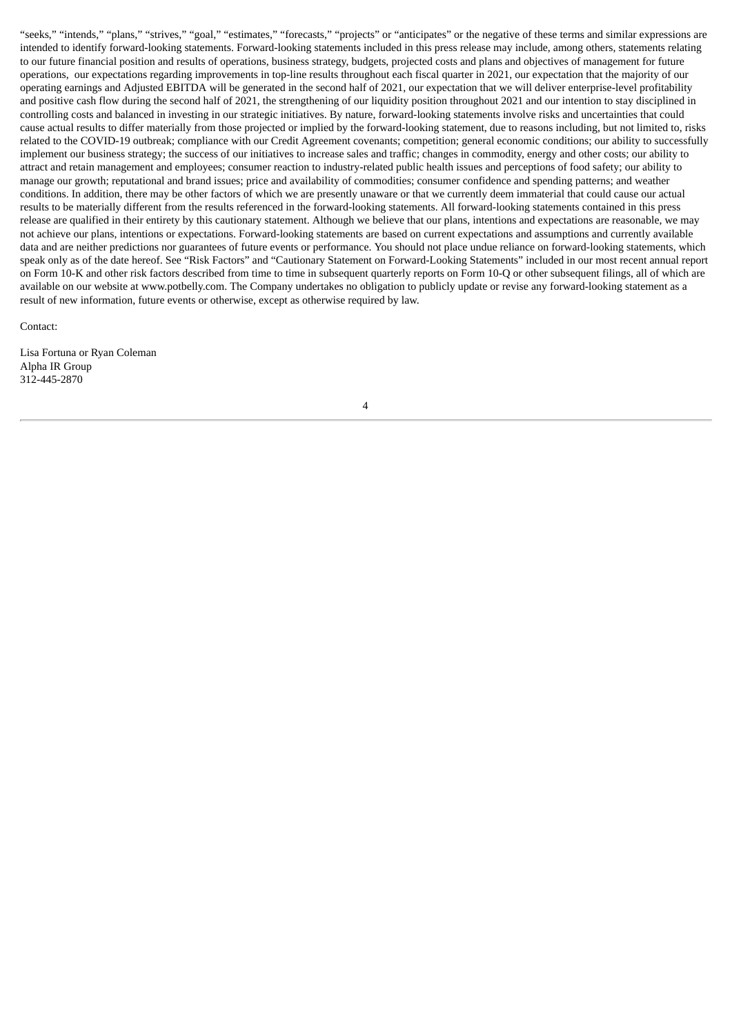"seeks," "intends," "plans," "strives," "goal," "estimates," "forecasts," "projects" or "anticipates" or the negative of these terms and similar expressions are intended to identify forward-looking statements. Forward-looking statements included in this press release may include, among others, statements relating to our future financial position and results of operations, business strategy, budgets, projected costs and plans and objectives of management for future operations, our expectations regarding improvements in top-line results throughout each fiscal quarter in 2021, our expectation that the majority of our operating earnings and Adjusted EBITDA will be generated in the second half of 2021, our expectation that we will deliver enterprise-level profitability and positive cash flow during the second half of 2021, the strengthening of our liquidity position throughout 2021 and our intention to stay disciplined in controlling costs and balanced in investing in our strategic initiatives. By nature, forward-looking statements involve risks and uncertainties that could cause actual results to differ materially from those projected or implied by the forward-looking statement, due to reasons including, but not limited to, risks related to the COVID-19 outbreak; compliance with our Credit Agreement covenants; competition; general economic conditions; our ability to successfully implement our business strategy; the success of our initiatives to increase sales and traffic; changes in commodity, energy and other costs; our ability to attract and retain management and employees; consumer reaction to industry-related public health issues and perceptions of food safety; our ability to manage our growth; reputational and brand issues; price and availability of commodities; consumer confidence and spending patterns; and weather conditions. In addition, there may be other factors of which we are presently unaware or that we currently deem immaterial that could cause our actual results to be materially different from the results referenced in the forward-looking statements. All forward-looking statements contained in this press release are qualified in their entirety by this cautionary statement. Although we believe that our plans, intentions and expectations are reasonable, we may not achieve our plans, intentions or expectations. Forward-looking statements are based on current expectations and assumptions and currently available data and are neither predictions nor guarantees of future events or performance. You should not place undue reliance on forward-looking statements, which speak only as of the date hereof. See "Risk Factors" and "Cautionary Statement on Forward-Looking Statements" included in our most recent annual report on Form 10-K and other risk factors described from time to time in subsequent quarterly reports on Form 10-Q or other subsequent filings, all of which are available on our website at www.potbelly.com. The Company undertakes no obligation to publicly update or revise any forward-looking statement as a result of new information, future events or otherwise, except as otherwise required by law.

Contact:

Lisa Fortuna or Ryan Coleman
Alpha IR Group
312-445-2870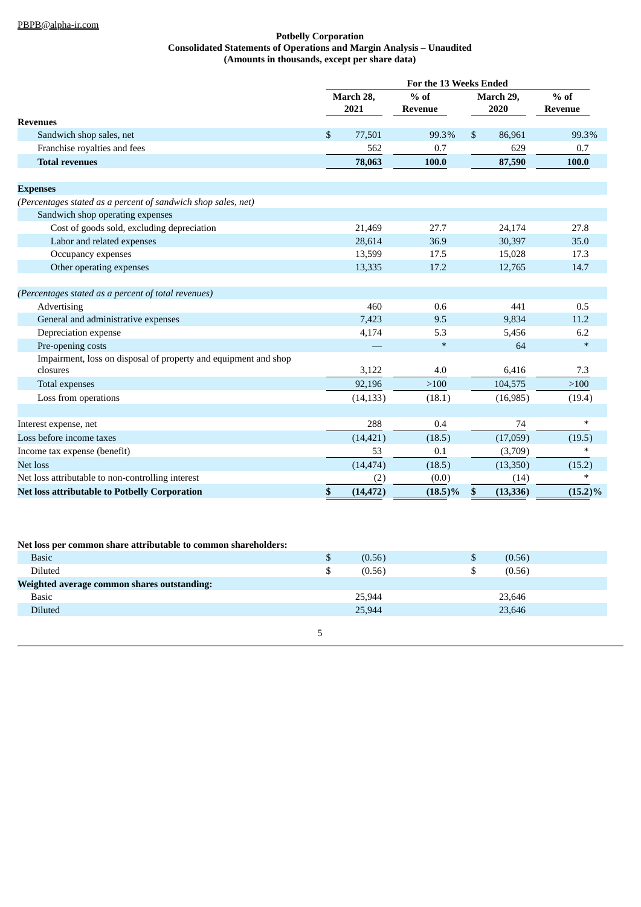PBPB@alpha-ir.com

**Potbelly Corporation**
**Consolidated Statements of Operations and Margin Analysis – Unaudited**
**(Amounts in thousands, except per share data)**

| | For the 13 Weeks Ended | | | |
|---|---|---|---|---|
| | March 28, 2021 | % of Revenue | March 29, 2020 | % of Revenue |
| **Revenues** | | | | |
| Sandwich shop sales, net | $ 77,501 | 99.3% | $ 86,961 | 99.3% |
| Franchise royalties and fees | 562 | 0.7 | 629 | 0.7 |
| **Total revenues** | **78,063** | **100.0** | **87,590** | **100.0** |
| | | | | |
| **Expenses** | | | | |
| *(Percentages stated as a percent of sandwich shop sales, net)* | | | | |
| Sandwich shop operating expenses | | | | |
| Cost of goods sold, excluding depreciation | 21,469 | 27.7 | 24,174 | 27.8 |
| Labor and related expenses | 28,614 | 36.9 | 30,397 | 35.0 |
| Occupancy expenses | 13,599 | 17.5 | 15,028 | 17.3 |
| Other operating expenses | 13,335 | 17.2 | 12,765 | 14.7 |
| | | | | |
| *(Percentages stated as a percent of total revenues)* | | | | |
| Advertising | 460 | 0.6 | 441 | 0.5 |
| General and administrative expenses | 7,423 | 9.5 | 9,834 | 11.2 |
| Depreciation expense | 4,174 | 5.3 | 5,456 | 6.2 |
| Pre-opening costs | — | * | 64 | * |
| Impairment, loss on disposal of property and equipment and shop closures | 3,122 | 4.0 | 6,416 | 7.3 |
| Total expenses | 92,196 | >100 | 104,575 | >100 |
| Loss from operations | (14,133) | (18.1) | (16,985) | (19.4) |
| | | | | |
| Interest expense, net | 288 | 0.4 | 74 | * |
| Loss before income taxes | (14,421) | (18.5) | (17,059) | (19.5) |
| Income tax expense (benefit) | 53 | 0.1 | (3,709) | * |
| Net loss | (14,474) | (18.5) | (13,350) | (15.2) |
| Net loss attributable to non-controlling interest | (2) | (0.0) | (14) | * |
| **Net loss attributable to Potbelly Corporation** | **$ (14,472)** | **(18.5)%** | **$ (13,336)** | **(15.2)%** |

| | March 28, 2021 | March 29, 2020 |
|---|---|---|
| **Net loss per common share attributable to common shareholders:** | | |
| Basic | $ (0.56) | $ (0.56) |
| Diluted | $ (0.56) | $ (0.56) |
| **Weighted average common shares outstanding:** | | |
| Basic | 25,944 | 23,646 |
| Diluted | 25,944 | 23,646 |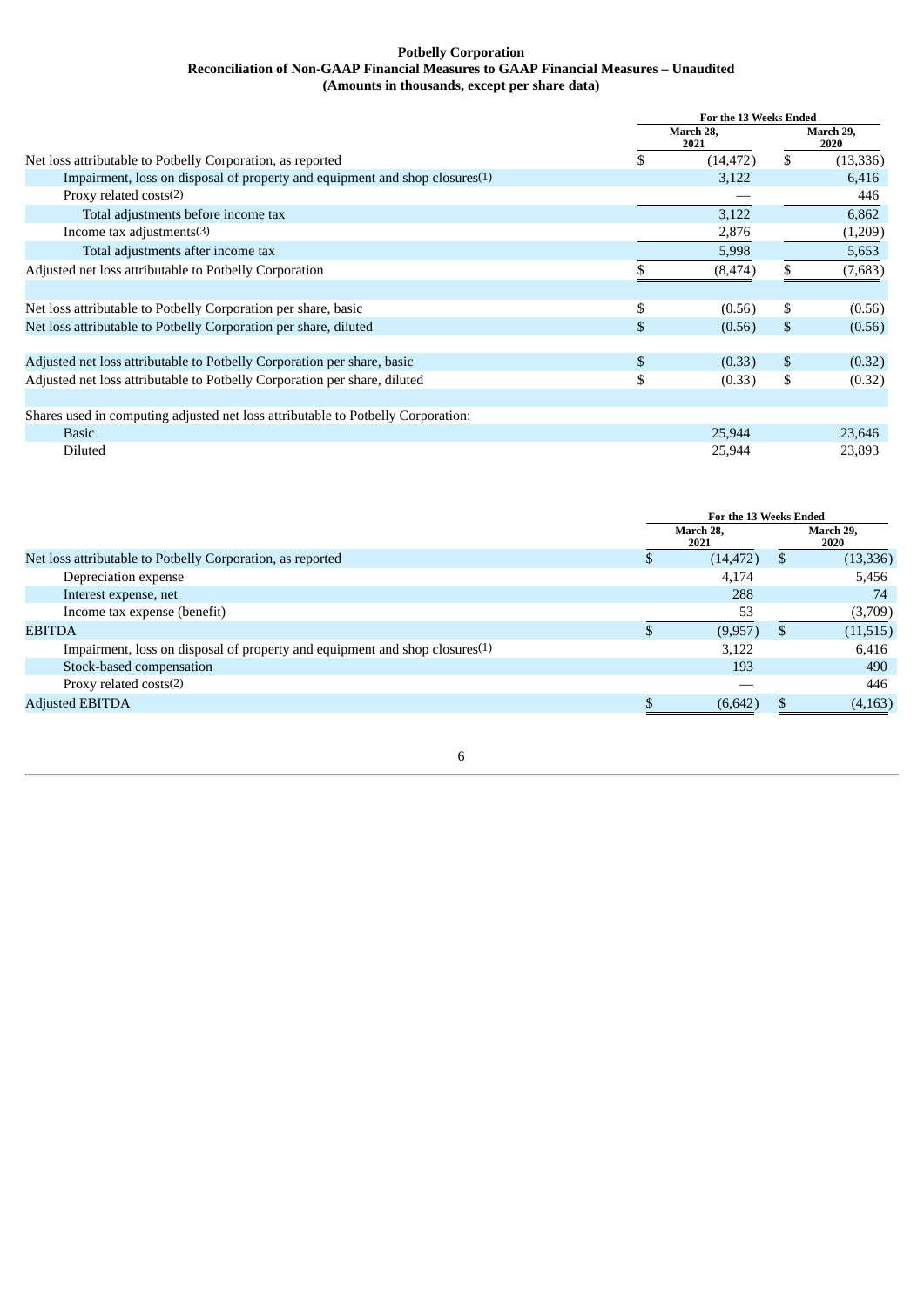**Potbelly Corporation**
**Reconciliation of Non-GAAP Financial Measures to GAAP Financial Measures – Unaudited**
**(Amounts in thousands, except per share data)**

| | For the 13 Weeks Ended | |
|---|---|---|
| | March 28, 2021 | March 29, 2020 |
| Net loss attributable to Potbelly Corporation, as reported | $ (14,472) | $ (13,336) |
| Impairment, loss on disposal of property and equipment and shop closures[1] | 3,122 | 6,416 |
| Proxy related costs[2] | — | 446 |
| Total adjustments before income tax | 3,122 | 6,862 |
| Income tax adjustments[3] | 2,876 | (1,209) |
| Total adjustments after income tax | 5,998 | 5,653 |
| Adjusted net loss attributable to Potbelly Corporation | $ (8,474) | $ (7,683) |
| | | |
| Net loss attributable to Potbelly Corporation per share, basic | $ (0.56) | $ (0.56) |
| Net loss attributable to Potbelly Corporation per share, diluted | $ (0.56) | $ (0.56) |
| | | |
| Adjusted net loss attributable to Potbelly Corporation per share, basic | $ (0.33) | $ (0.32) |
| Adjusted net loss attributable to Potbelly Corporation per share, diluted | $ (0.33) | $ (0.32) |
| | | |
| Shares used in computing adjusted net loss attributable to Potbelly Corporation: | | |
| Basic | 25,944 | 23,646 |
| Diluted | 25,944 | 23,893 |

| | For the 13 Weeks Ended | |
|---|---|---|
| | March 28, 2021 | March 29, 2020 |
| Net loss attributable to Potbelly Corporation, as reported | $ (14,472) | $ (13,336) |
| Depreciation expense | 4,174 | 5,456 |
| Interest expense, net | 288 | 74 |
| Income tax expense (benefit) | 53 | (3,709) |
| EBITDA | $ (9,957) | $ (11,515) |
| Impairment, loss on disposal of property and equipment and shop closures[1] | 3,122 | 6,416 |
| Stock-based compensation | 193 | 490 |
| Proxy related costs[2] | — | 446 |
| Adjusted EBITDA | $ (6,642) | $ (4,163) |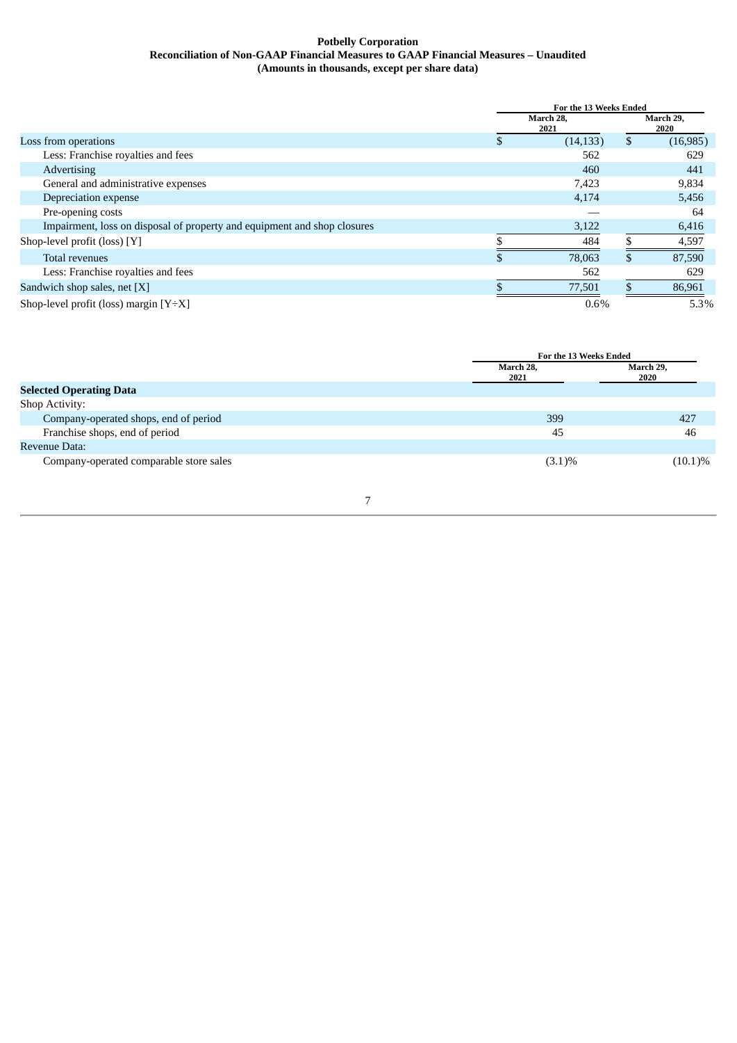**Potbelly Corporation**
**Reconciliation of Non-GAAP Financial Measures to GAAP Financial Measures – Unaudited**
**(Amounts in thousands, except per share data)**

| | For the 13 Weeks Ended | |
|---|---|---|
| | March 28, 2021 | March 29, 2020 |
| Loss from operations | $ (14,133) | $ (16,985) |
| Less: Franchise royalties and fees | 562 | 629 |
| Advertising | 460 | 441 |
| General and administrative expenses | 7,423 | 9,834 |
| Depreciation expense | 4,174 | 5,456 |
| Pre-opening costs | — | 64 |
| Impairment, loss on disposal of property and equipment and shop closures | 3,122 | 6,416 |
| Shop-level profit (loss) [Y] | $ 484 | $ 4,597 |
| Total revenues | $ 78,063 | $ 87,590 |
| Less: Franchise royalties and fees | 562 | 629 |
| Sandwich shop sales, net [X] | $ 77,501 | $ 86,961 |
| Shop-level profit (loss) margin [Y÷X] | 0.6% | 5.3% |

| | For the 13 Weeks Ended | |
|---|---|---|
| | March 28, 2021 | March 29, 2020 |
| **Selected Operating Data** | | |
| Shop Activity: | | |
| Company-operated shops, end of period | 399 | 427 |
| Franchise shops, end of period | 45 | 46 |
| Revenue Data: | | |
| Company-operated comparable store sales | (3.1)% | (10.1)% |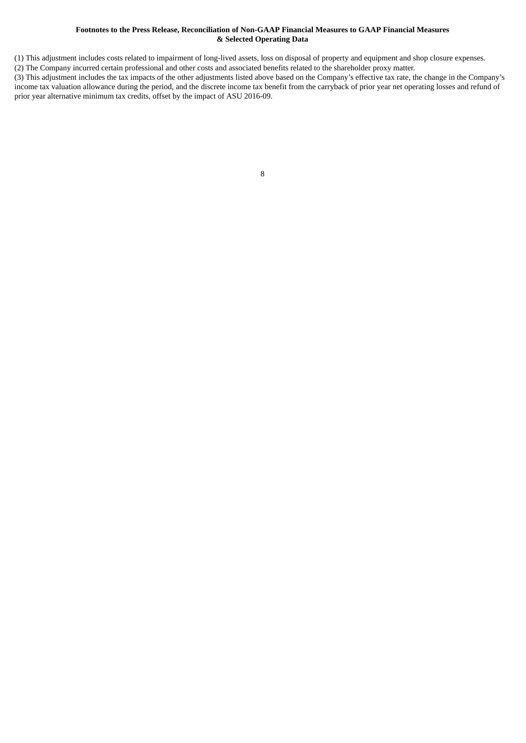**Footnotes to the Press Release, Reconciliation of Non-GAAP Financial Measures to GAAP Financial Measures & Selected Operating Data**

(1) This adjustment includes costs related to impairment of long-lived assets, loss on disposal of property and equipment and shop closure expenses.

(2) The Company incurred certain professional and other costs and associated benefits related to the shareholder proxy matter.

(3) This adjustment includes the tax impacts of the other adjustments listed above based on the Company's effective tax rate, the change in the Company's income tax valuation allowance during the period, and the discrete income tax benefit from the carryback of prior year net operating losses and refund of prior year alternative minimum tax credits, offset by the impact of ASU 2016-09.